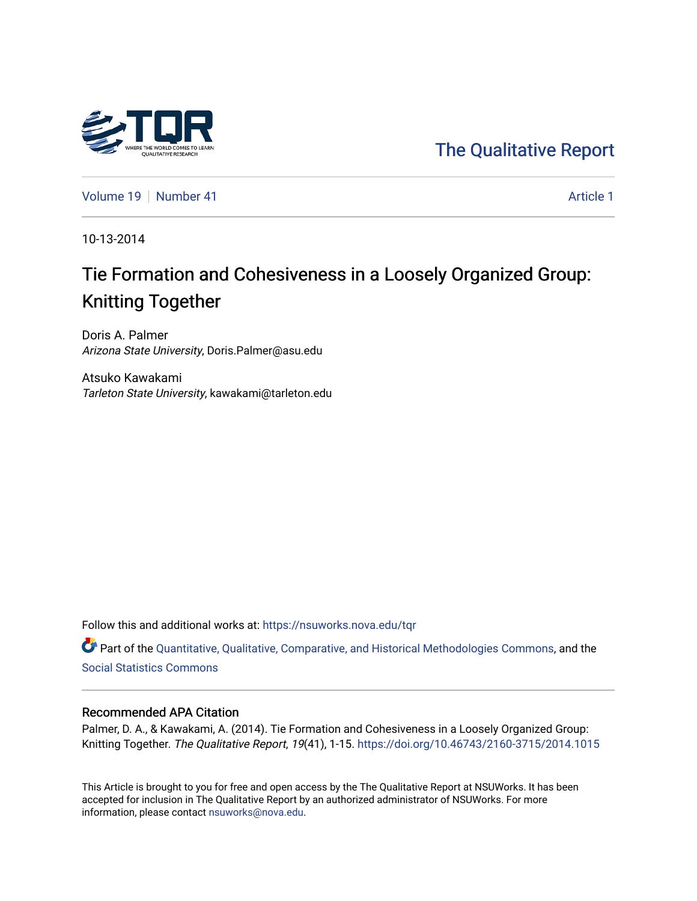The Qualitative Report

Volume 19 | Number 41 | Article 1

10-13-2014

# Tie Formation and Cohesiveness in a Loosely Organized Group: Knitting Together

Doris A. Palmer
*Arizona State University*, Doris.Palmer@asu.edu

Atsuko Kawakami
*Tarleton State University*, kawakami@tarleton.edu

Follow this and additional works at: https://nsuworks.nova.edu/tqr

Part of the Quantitative, Qualitative, Comparative, and Historical Methodologies Commons, and the Social Statistics Commons

## Recommended APA Citation

Palmer, D. A., & Kawakami, A. (2014). Tie Formation and Cohesiveness in a Loosely Organized Group: Knitting Together. *The Qualitative Report*, *19*(41), 1-15. https://doi.org/10.46743/2160-3715/2014.1015

This Article is brought to you for free and open access by the The Qualitative Report at NSUWorks. It has been accepted for inclusion in The Qualitative Report by an authorized administrator of NSUWorks. For more information, please contact nsuworks@nova.edu.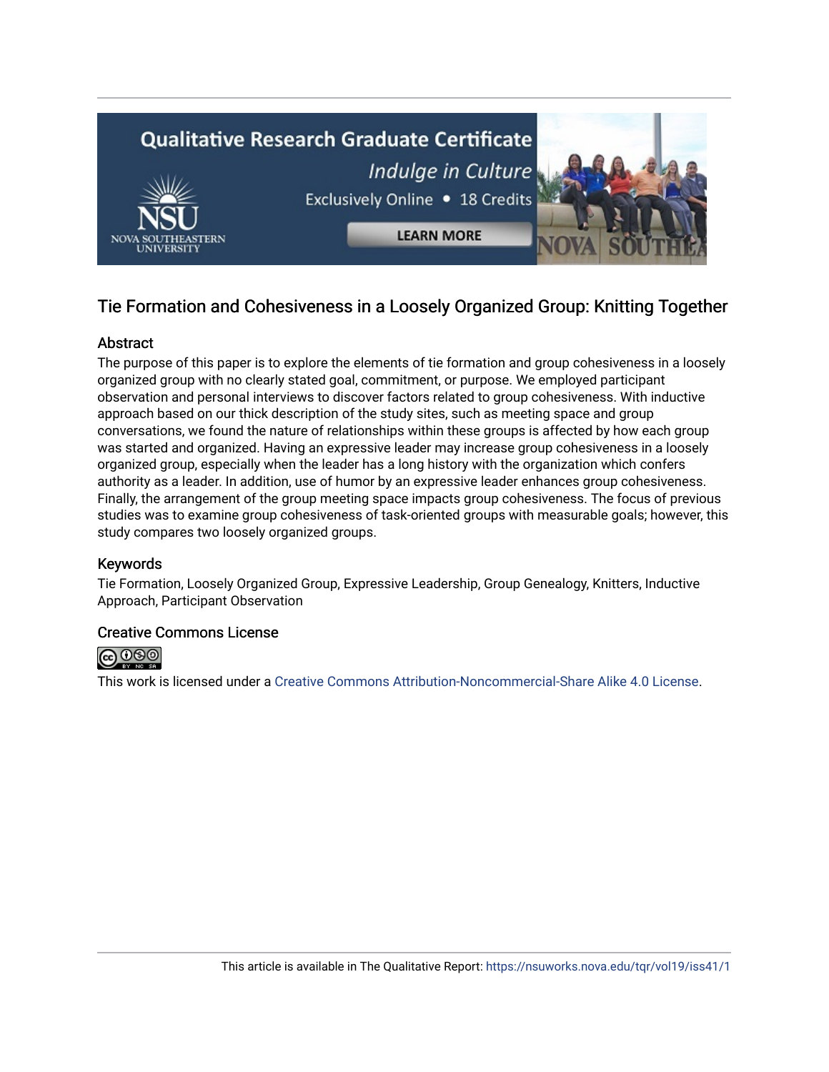# Tie Formation and Cohesiveness in a Loosely Organized Group: Knitting Together

## Abstract

The purpose of this paper is to explore the elements of tie formation and group cohesiveness in a loosely organized group with no clearly stated goal, commitment, or purpose. We employed participant observation and personal interviews to discover factors related to group cohesiveness. With inductive approach based on our thick description of the study sites, such as meeting space and group conversations, we found the nature of relationships within these groups is affected by how each group was started and organized. Having an expressive leader may increase group cohesiveness in a loosely organized group, especially when the leader has a long history with the organization which confers authority as a leader. In addition, use of humor by an expressive leader enhances group cohesiveness. Finally, the arrangement of the group meeting space impacts group cohesiveness. The focus of previous studies was to examine group cohesiveness of task-oriented groups with measurable goals; however, this study compares two loosely organized groups.

## Keywords

Tie Formation, Loosely Organized Group, Expressive Leadership, Group Genealogy, Knitters, Inductive Approach, Participant Observation

## Creative Commons License

This work is licensed under a Creative Commons Attribution-Noncommercial-Share Alike 4.0 License.

This article is available in The Qualitative Report: https://nsuworks.nova.edu/tqr/vol19/iss41/1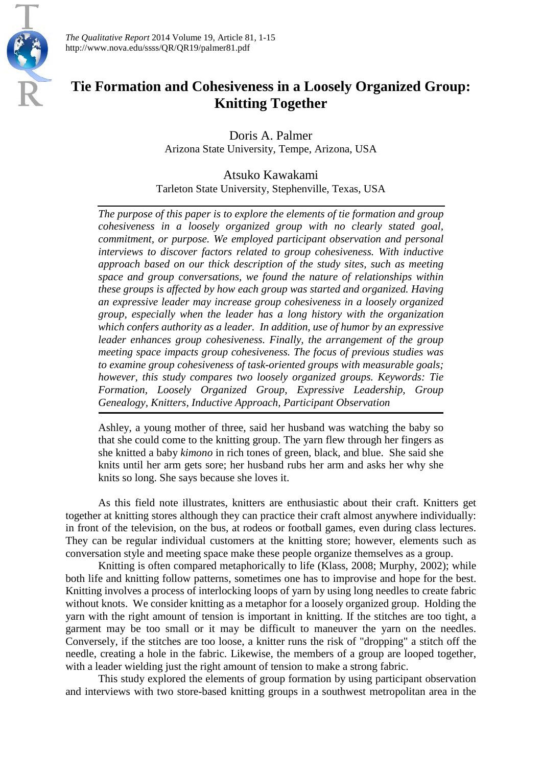# Tie Formation and Cohesiveness in a Loosely Organized Group: Knitting Together

Doris A. Palmer
Arizona State University, Tempe, Arizona, USA

Atsuko Kawakami
Tarleton State University, Stephenville, Texas, USA

*The purpose of this paper is to explore the elements of tie formation and group cohesiveness in a loosely organized group with no clearly stated goal, commitment, or purpose. We employed participant observation and personal interviews to discover factors related to group cohesiveness. With inductive approach based on our thick description of the study sites, such as meeting space and group conversations, we found the nature of relationships within these groups is affected by how each group was started and organized. Having an expressive leader may increase group cohesiveness in a loosely organized group, especially when the leader has a long history with the organization which confers authority as a leader. In addition, use of humor by an expressive leader enhances group cohesiveness. Finally, the arrangement of the group meeting space impacts group cohesiveness. The focus of previous studies was to examine group cohesiveness of task-oriented groups with measurable goals; however, this study compares two loosely organized groups. Keywords: Tie Formation, Loosely Organized Group, Expressive Leadership, Group Genealogy, Knitters, Inductive Approach, Participant Observation*

> Ashley, a young mother of three, said her husband was watching the baby so that she could come to the knitting group. The yarn flew through her fingers as she knitted a baby *kimono* in rich tones of green, black, and blue. She said she knits until her arm gets sore; her husband rubs her arm and asks her why she knits so long. She says because she loves it.

As this field note illustrates, knitters are enthusiastic about their craft. Knitters get together at knitting stores although they can practice their craft almost anywhere individually: in front of the television, on the bus, at rodeos or football games, even during class lectures. They can be regular individual customers at the knitting store; however, elements such as conversation style and meeting space make these people organize themselves as a group.

Knitting is often compared metaphorically to life (Klass, 2008; Murphy, 2002); while both life and knitting follow patterns, sometimes one has to improvise and hope for the best. Knitting involves a process of interlocking loops of yarn by using long needles to create fabric without knots. We consider knitting as a metaphor for a loosely organized group. Holding the yarn with the right amount of tension is important in knitting. If the stitches are too tight, a garment may be too small or it may be difficult to maneuver the yarn on the needles. Conversely, if the stitches are too loose, a knitter runs the risk of "dropping" a stitch off the needle, creating a hole in the fabric. Likewise, the members of a group are looped together, with a leader wielding just the right amount of tension to make a strong fabric.

This study explored the elements of group formation by using participant observation and interviews with two store-based knitting groups in a southwest metropolitan area in the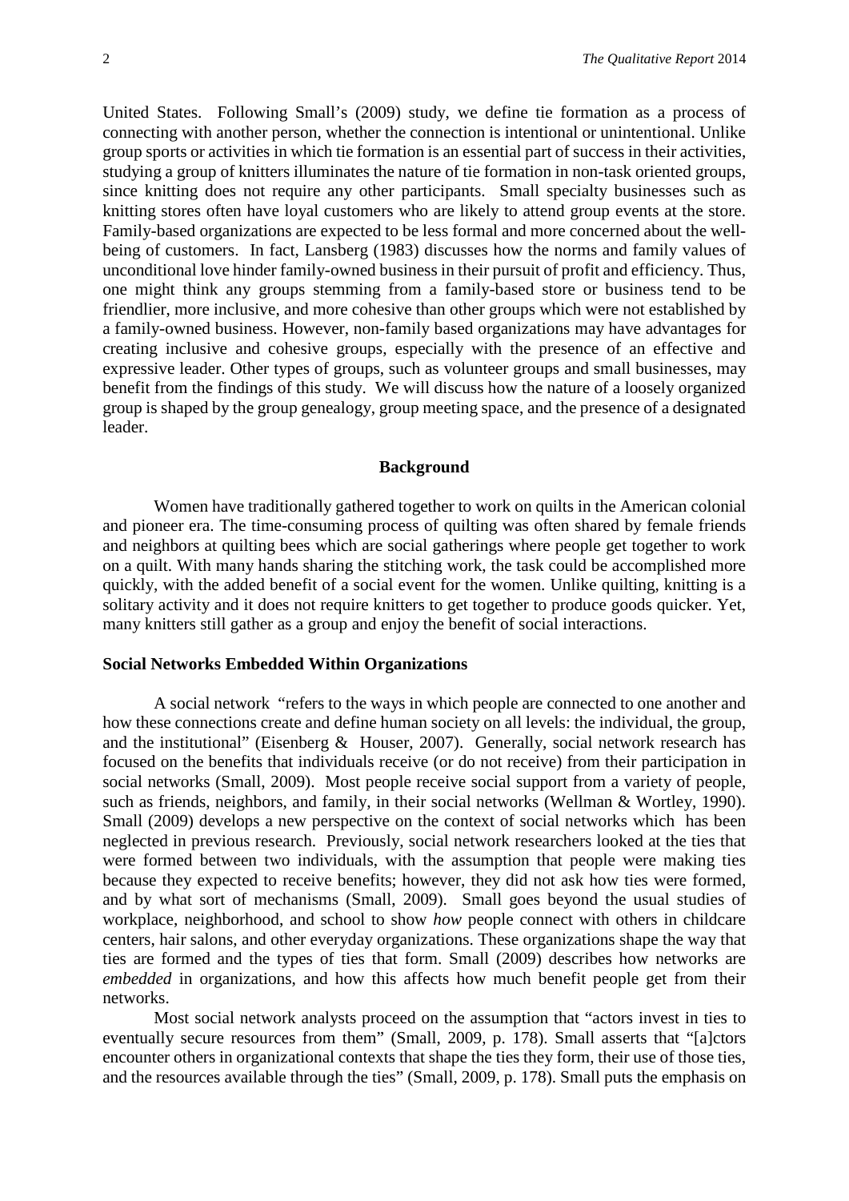United States. Following Small's (2009) study, we define tie formation as a process of connecting with another person, whether the connection is intentional or unintentional. Unlike group sports or activities in which tie formation is an essential part of success in their activities, studying a group of knitters illuminates the nature of tie formation in non-task oriented groups, since knitting does not require any other participants. Small specialty businesses such as knitting stores often have loyal customers who are likely to attend group events at the store. Family-based organizations are expected to be less formal and more concerned about the well-being of customers. In fact, Lansberg (1983) discusses how the norms and family values of unconditional love hinder family-owned business in their pursuit of profit and efficiency. Thus, one might think any groups stemming from a family-based store or business tend to be friendlier, more inclusive, and more cohesive than other groups which were not established by a family-owned business. However, non-family based organizations may have advantages for creating inclusive and cohesive groups, especially with the presence of an effective and expressive leader. Other types of groups, such as volunteer groups and small businesses, may benefit from the findings of this study. We will discuss how the nature of a loosely organized group is shaped by the group genealogy, group meeting space, and the presence of a designated leader.

## Background

Women have traditionally gathered together to work on quilts in the American colonial and pioneer era. The time-consuming process of quilting was often shared by female friends and neighbors at quilting bees which are social gatherings where people get together to work on a quilt. With many hands sharing the stitching work, the task could be accomplished more quickly, with the added benefit of a social event for the women. Unlike quilting, knitting is a solitary activity and it does not require knitters to get together to produce goods quicker. Yet, many knitters still gather as a group and enjoy the benefit of social interactions.

### Social Networks Embedded Within Organizations

A social network "refers to the ways in which people are connected to one another and how these connections create and define human society on all levels: the individual, the group, and the institutional" (Eisenberg & Houser, 2007). Generally, social network research has focused on the benefits that individuals receive (or do not receive) from their participation in social networks (Small, 2009). Most people receive social support from a variety of people, such as friends, neighbors, and family, in their social networks (Wellman & Wortley, 1990). Small (2009) develops a new perspective on the context of social networks which has been neglected in previous research. Previously, social network researchers looked at the ties that were formed between two individuals, with the assumption that people were making ties because they expected to receive benefits; however, they did not ask how ties were formed, and by what sort of mechanisms (Small, 2009). Small goes beyond the usual studies of workplace, neighborhood, and school to show *how* people connect with others in childcare centers, hair salons, and other everyday organizations. These organizations shape the way that ties are formed and the types of ties that form. Small (2009) describes how networks are *embedded* in organizations, and how this affects how much benefit people get from their networks.

Most social network analysts proceed on the assumption that "actors invest in ties to eventually secure resources from them" (Small, 2009, p. 178). Small asserts that "[a]ctors encounter others in organizational contexts that shape the ties they form, their use of those ties, and the resources available through the ties" (Small, 2009, p. 178). Small puts the emphasis on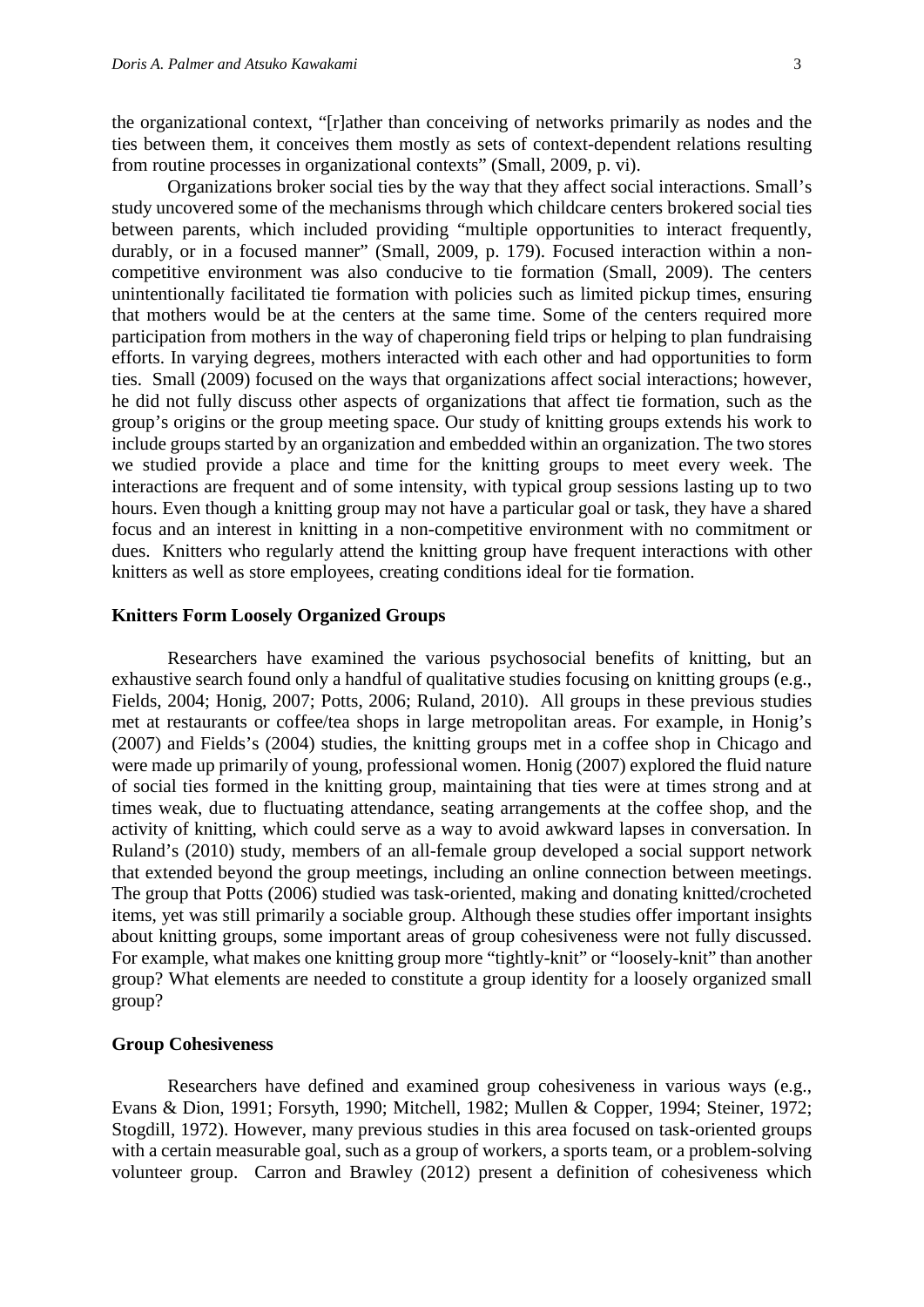the organizational context, "[r]ather than conceiving of networks primarily as nodes and the ties between them, it conceives them mostly as sets of context-dependent relations resulting from routine processes in organizational contexts" (Small, 2009, p. vi).

Organizations broker social ties by the way that they affect social interactions. Small's study uncovered some of the mechanisms through which childcare centers brokered social ties between parents, which included providing "multiple opportunities to interact frequently, durably, or in a focused manner" (Small, 2009, p. 179). Focused interaction within a non-competitive environment was also conducive to tie formation (Small, 2009). The centers unintentionally facilitated tie formation with policies such as limited pickup times, ensuring that mothers would be at the centers at the same time. Some of the centers required more participation from mothers in the way of chaperoning field trips or helping to plan fundraising efforts. In varying degrees, mothers interacted with each other and had opportunities to form ties. Small (2009) focused on the ways that organizations affect social interactions; however, he did not fully discuss other aspects of organizations that affect tie formation, such as the group's origins or the group meeting space. Our study of knitting groups extends his work to include groups started by an organization and embedded within an organization. The two stores we studied provide a place and time for the knitting groups to meet every week. The interactions are frequent and of some intensity, with typical group sessions lasting up to two hours. Even though a knitting group may not have a particular goal or task, they have a shared focus and an interest in knitting in a non-competitive environment with no commitment or dues. Knitters who regularly attend the knitting group have frequent interactions with other knitters as well as store employees, creating conditions ideal for tie formation.

## Knitters Form Loosely Organized Groups

Researchers have examined the various psychosocial benefits of knitting, but an exhaustive search found only a handful of qualitative studies focusing on knitting groups (e.g., Fields, 2004; Honig, 2007; Potts, 2006; Ruland, 2010). All groups in these previous studies met at restaurants or coffee/tea shops in large metropolitan areas. For example, in Honig's (2007) and Fields's (2004) studies, the knitting groups met in a coffee shop in Chicago and were made up primarily of young, professional women. Honig (2007) explored the fluid nature of social ties formed in the knitting group, maintaining that ties were at times strong and at times weak, due to fluctuating attendance, seating arrangements at the coffee shop, and the activity of knitting, which could serve as a way to avoid awkward lapses in conversation. In Ruland's (2010) study, members of an all-female group developed a social support network that extended beyond the group meetings, including an online connection between meetings. The group that Potts (2006) studied was task-oriented, making and donating knitted/crocheted items, yet was still primarily a sociable group. Although these studies offer important insights about knitting groups, some important areas of group cohesiveness were not fully discussed. For example, what makes one knitting group more "tightly-knit" or "loosely-knit" than another group? What elements are needed to constitute a group identity for a loosely organized small group?

## Group Cohesiveness

Researchers have defined and examined group cohesiveness in various ways (e.g., Evans & Dion, 1991; Forsyth, 1990; Mitchell, 1982; Mullen & Copper, 1994; Steiner, 1972; Stogdill, 1972). However, many previous studies in this area focused on task-oriented groups with a certain measurable goal, such as a group of workers, a sports team, or a problem-solving volunteer group. Carron and Brawley (2012) present a definition of cohesiveness which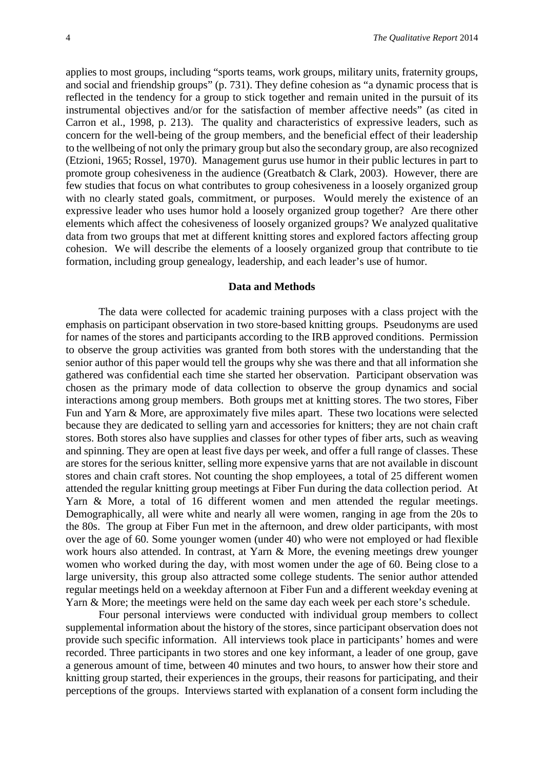applies to most groups, including "sports teams, work groups, military units, fraternity groups, and social and friendship groups" (p. 731). They define cohesion as "a dynamic process that is reflected in the tendency for a group to stick together and remain united in the pursuit of its instrumental objectives and/or for the satisfaction of member affective needs" (as cited in Carron et al., 1998, p. 213). The quality and characteristics of expressive leaders, such as concern for the well-being of the group members, and the beneficial effect of their leadership to the wellbeing of not only the primary group but also the secondary group, are also recognized (Etzioni, 1965; Rossel, 1970). Management gurus use humor in their public lectures in part to promote group cohesiveness in the audience (Greatbatch & Clark, 2003). However, there are few studies that focus on what contributes to group cohesiveness in a loosely organized group with no clearly stated goals, commitment, or purposes. Would merely the existence of an expressive leader who uses humor hold a loosely organized group together? Are there other elements which affect the cohesiveness of loosely organized groups? We analyzed qualitative data from two groups that met at different knitting stores and explored factors affecting group cohesion. We will describe the elements of a loosely organized group that contribute to tie formation, including group genealogy, leadership, and each leader's use of humor.

## Data and Methods

The data were collected for academic training purposes with a class project with the emphasis on participant observation in two store-based knitting groups. Pseudonyms are used for names of the stores and participants according to the IRB approved conditions. Permission to observe the group activities was granted from both stores with the understanding that the senior author of this paper would tell the groups why she was there and that all information she gathered was confidential each time she started her observation. Participant observation was chosen as the primary mode of data collection to observe the group dynamics and social interactions among group members. Both groups met at knitting stores. The two stores, Fiber Fun and Yarn & More, are approximately five miles apart. These two locations were selected because they are dedicated to selling yarn and accessories for knitters; they are not chain craft stores. Both stores also have supplies and classes for other types of fiber arts, such as weaving and spinning. They are open at least five days per week, and offer a full range of classes. These are stores for the serious knitter, selling more expensive yarns that are not available in discount stores and chain craft stores. Not counting the shop employees, a total of 25 different women attended the regular knitting group meetings at Fiber Fun during the data collection period. At Yarn & More, a total of 16 different women and men attended the regular meetings. Demographically, all were white and nearly all were women, ranging in age from the 20s to the 80s. The group at Fiber Fun met in the afternoon, and drew older participants, with most over the age of 60. Some younger women (under 40) who were not employed or had flexible work hours also attended. In contrast, at Yarn & More, the evening meetings drew younger women who worked during the day, with most women under the age of 60. Being close to a large university, this group also attracted some college students. The senior author attended regular meetings held on a weekday afternoon at Fiber Fun and a different weekday evening at Yarn & More; the meetings were held on the same day each week per each store's schedule.

Four personal interviews were conducted with individual group members to collect supplemental information about the history of the stores, since participant observation does not provide such specific information. All interviews took place in participants' homes and were recorded. Three participants in two stores and one key informant, a leader of one group, gave a generous amount of time, between 40 minutes and two hours, to answer how their store and knitting group started, their experiences in the groups, their reasons for participating, and their perceptions of the groups. Interviews started with explanation of a consent form including the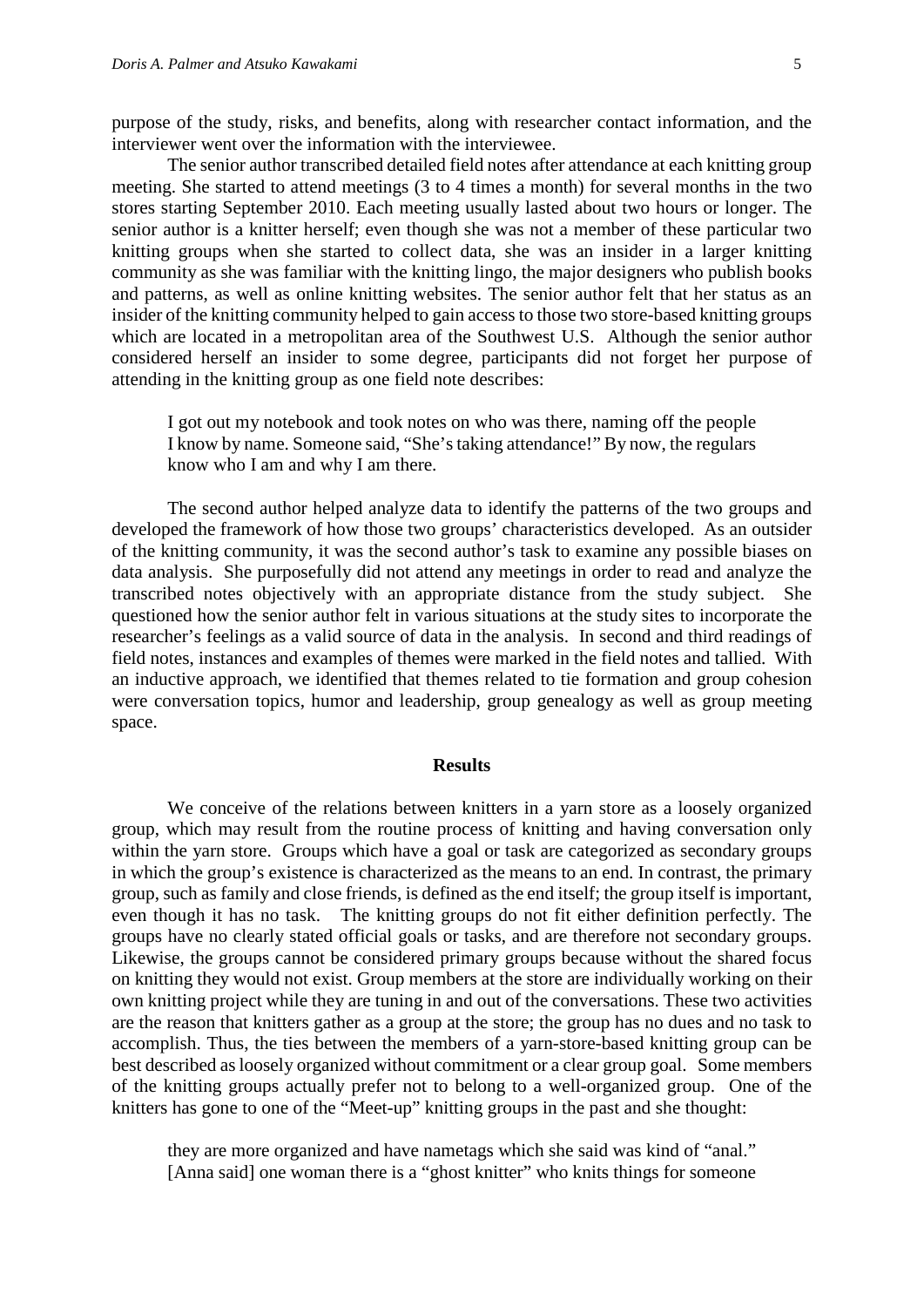purpose of the study, risks, and benefits, along with researcher contact information, and the interviewer went over the information with the interviewee.

The senior author transcribed detailed field notes after attendance at each knitting group meeting. She started to attend meetings (3 to 4 times a month) for several months in the two stores starting September 2010. Each meeting usually lasted about two hours or longer. The senior author is a knitter herself; even though she was not a member of these particular two knitting groups when she started to collect data, she was an insider in a larger knitting community as she was familiar with the knitting lingo, the major designers who publish books and patterns, as well as online knitting websites. The senior author felt that her status as an insider of the knitting community helped to gain access to those two store-based knitting groups which are located in a metropolitan area of the Southwest U.S. Although the senior author considered herself an insider to some degree, participants did not forget her purpose of attending in the knitting group as one field note describes:

> I got out my notebook and took notes on who was there, naming off the people I know by name. Someone said, "She's taking attendance!" By now, the regulars know who I am and why I am there.

The second author helped analyze data to identify the patterns of the two groups and developed the framework of how those two groups' characteristics developed. As an outsider of the knitting community, it was the second author's task to examine any possible biases on data analysis. She purposefully did not attend any meetings in order to read and analyze the transcribed notes objectively with an appropriate distance from the study subject. She questioned how the senior author felt in various situations at the study sites to incorporate the researcher's feelings as a valid source of data in the analysis. In second and third readings of field notes, instances and examples of themes were marked in the field notes and tallied. With an inductive approach, we identified that themes related to tie formation and group cohesion were conversation topics, humor and leadership, group genealogy as well as group meeting space.

## Results

We conceive of the relations between knitters in a yarn store as a loosely organized group, which may result from the routine process of knitting and having conversation only within the yarn store. Groups which have a goal or task are categorized as secondary groups in which the group's existence is characterized as the means to an end. In contrast, the primary group, such as family and close friends, is defined as the end itself; the group itself is important, even though it has no task. The knitting groups do not fit either definition perfectly. The groups have no clearly stated official goals or tasks, and are therefore not secondary groups. Likewise, the groups cannot be considered primary groups because without the shared focus on knitting they would not exist. Group members at the store are individually working on their own knitting project while they are tuning in and out of the conversations. These two activities are the reason that knitters gather as a group at the store; the group has no dues and no task to accomplish. Thus, the ties between the members of a yarn-store-based knitting group can be best described as loosely organized without commitment or a clear group goal. Some members of the knitting groups actually prefer not to belong to a well-organized group. One of the knitters has gone to one of the "Meet-up" knitting groups in the past and she thought:

> they are more organized and have nametags which she said was kind of "anal." [Anna said] one woman there is a "ghost knitter" who knits things for someone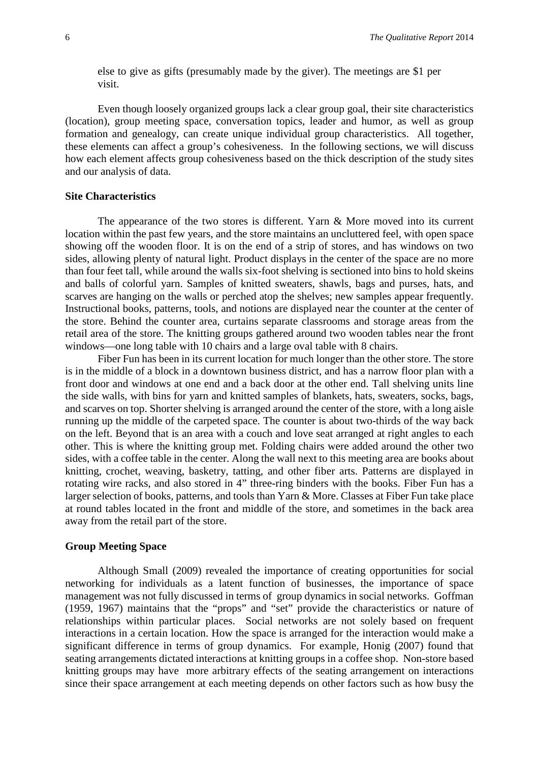else to give as gifts (presumably made by the giver). The meetings are $1 per visit.

Even though loosely organized groups lack a clear group goal, their site characteristics (location), group meeting space, conversation topics, leader and humor, as well as group formation and genealogy, can create unique individual group characteristics. All together, these elements can affect a group's cohesiveness. In the following sections, we will discuss how each element affects group cohesiveness based on the thick description of the study sites and our analysis of data.

**Site Characteristics**

The appearance of the two stores is different. Yarn & More moved into its current location within the past few years, and the store maintains an uncluttered feel, with open space showing off the wooden floor. It is on the end of a strip of stores, and has windows on two sides, allowing plenty of natural light. Product displays in the center of the space are no more than four feet tall, while around the walls six-foot shelving is sectioned into bins to hold skeins and balls of colorful yarn. Samples of knitted sweaters, shawls, bags and purses, hats, and scarves are hanging on the walls or perched atop the shelves; new samples appear frequently. Instructional books, patterns, tools, and notions are displayed near the counter at the center of the store. Behind the counter area, curtains separate classrooms and storage areas from the retail area of the store. The knitting groups gathered around two wooden tables near the front windows—one long table with 10 chairs and a large oval table with 8 chairs.

Fiber Fun has been in its current location for much longer than the other store. The store is in the middle of a block in a downtown business district, and has a narrow floor plan with a front door and windows at one end and a back door at the other end. Tall shelving units line the side walls, with bins for yarn and knitted samples of blankets, hats, sweaters, socks, bags, and scarves on top. Shorter shelving is arranged around the center of the store, with a long aisle running up the middle of the carpeted space. The counter is about two-thirds of the way back on the left. Beyond that is an area with a couch and love seat arranged at right angles to each other. This is where the knitting group met. Folding chairs were added around the other two sides, with a coffee table in the center. Along the wall next to this meeting area are books about knitting, crochet, weaving, basketry, tatting, and other fiber arts. Patterns are displayed in rotating wire racks, and also stored in 4" three-ring binders with the books. Fiber Fun has a larger selection of books, patterns, and tools than Yarn & More. Classes at Fiber Fun take place at round tables located in the front and middle of the store, and sometimes in the back area away from the retail part of the store.

**Group Meeting Space**

Although Small (2009) revealed the importance of creating opportunities for social networking for individuals as a latent function of businesses, the importance of space management was not fully discussed in terms of group dynamics in social networks. Goffman (1959, 1967) maintains that the "props" and "set" provide the characteristics or nature of relationships within particular places. Social networks are not solely based on frequent interactions in a certain location. How the space is arranged for the interaction would make a significant difference in terms of group dynamics. For example, Honig (2007) found that seating arrangements dictated interactions at knitting groups in a coffee shop. Non-store based knitting groups may have more arbitrary effects of the seating arrangement on interactions since their space arrangement at each meeting depends on other factors such as how busy the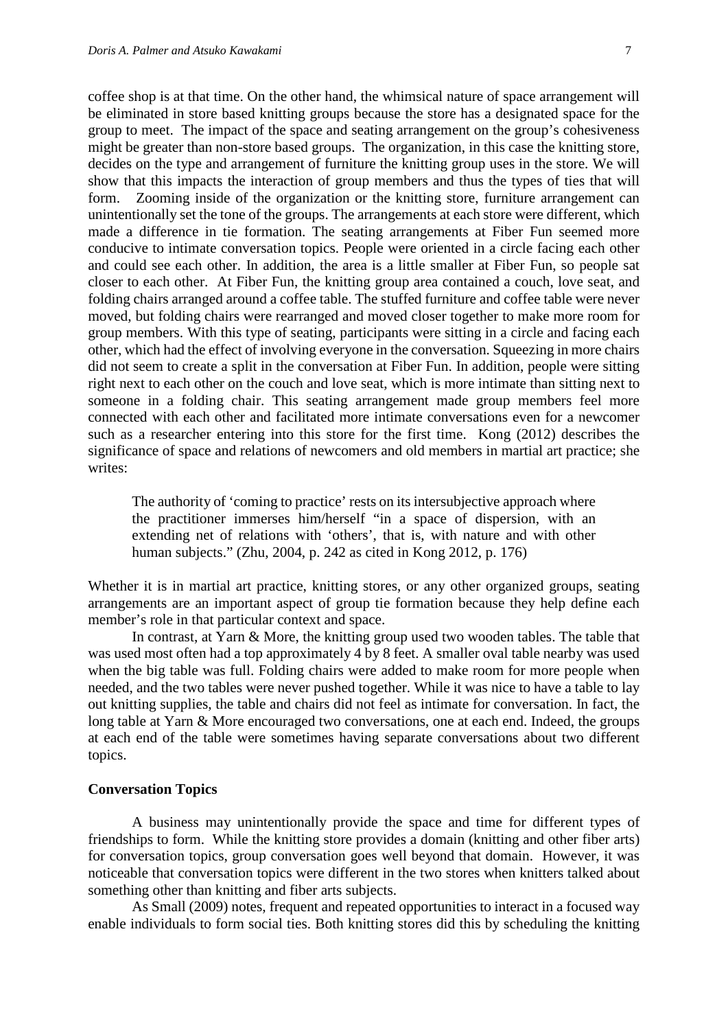coffee shop is at that time. On the other hand, the whimsical nature of space arrangement will be eliminated in store based knitting groups because the store has a designated space for the group to meet. The impact of the space and seating arrangement on the group's cohesiveness might be greater than non-store based groups. The organization, in this case the knitting store, decides on the type and arrangement of furniture the knitting group uses in the store. We will show that this impacts the interaction of group members and thus the types of ties that will form. Zooming inside of the organization or the knitting store, furniture arrangement can unintentionally set the tone of the groups. The arrangements at each store were different, which made a difference in tie formation. The seating arrangements at Fiber Fun seemed more conducive to intimate conversation topics. People were oriented in a circle facing each other and could see each other. In addition, the area is a little smaller at Fiber Fun, so people sat closer to each other. At Fiber Fun, the knitting group area contained a couch, love seat, and folding chairs arranged around a coffee table. The stuffed furniture and coffee table were never moved, but folding chairs were rearranged and moved closer together to make more room for group members. With this type of seating, participants were sitting in a circle and facing each other, which had the effect of involving everyone in the conversation. Squeezing in more chairs did not seem to create a split in the conversation at Fiber Fun. In addition, people were sitting right next to each other on the couch and love seat, which is more intimate than sitting next to someone in a folding chair. This seating arrangement made group members feel more connected with each other and facilitated more intimate conversations even for a newcomer such as a researcher entering into this store for the first time. Kong (2012) describes the significance of space and relations of newcomers and old members in martial art practice; she writes:

> The authority of 'coming to practice' rests on its intersubjective approach where the practitioner immerses him/herself "in a space of dispersion, with an extending net of relations with 'others', that is, with nature and with other human subjects." (Zhu, 2004, p. 242 as cited in Kong 2012, p. 176)

Whether it is in martial art practice, knitting stores, or any other organized groups, seating arrangements are an important aspect of group tie formation because they help define each member's role in that particular context and space.

In contrast, at Yarn & More, the knitting group used two wooden tables. The table that was used most often had a top approximately 4 by 8 feet. A smaller oval table nearby was used when the big table was full. Folding chairs were added to make room for more people when needed, and the two tables were never pushed together. While it was nice to have a table to lay out knitting supplies, the table and chairs did not feel as intimate for conversation. In fact, the long table at Yarn & More encouraged two conversations, one at each end. Indeed, the groups at each end of the table were sometimes having separate conversations about two different topics.

**Conversation Topics**

A business may unintentionally provide the space and time for different types of friendships to form. While the knitting store provides a domain (knitting and other fiber arts) for conversation topics, group conversation goes well beyond that domain. However, it was noticeable that conversation topics were different in the two stores when knitters talked about something other than knitting and fiber arts subjects.

As Small (2009) notes, frequent and repeated opportunities to interact in a focused way enable individuals to form social ties. Both knitting stores did this by scheduling the knitting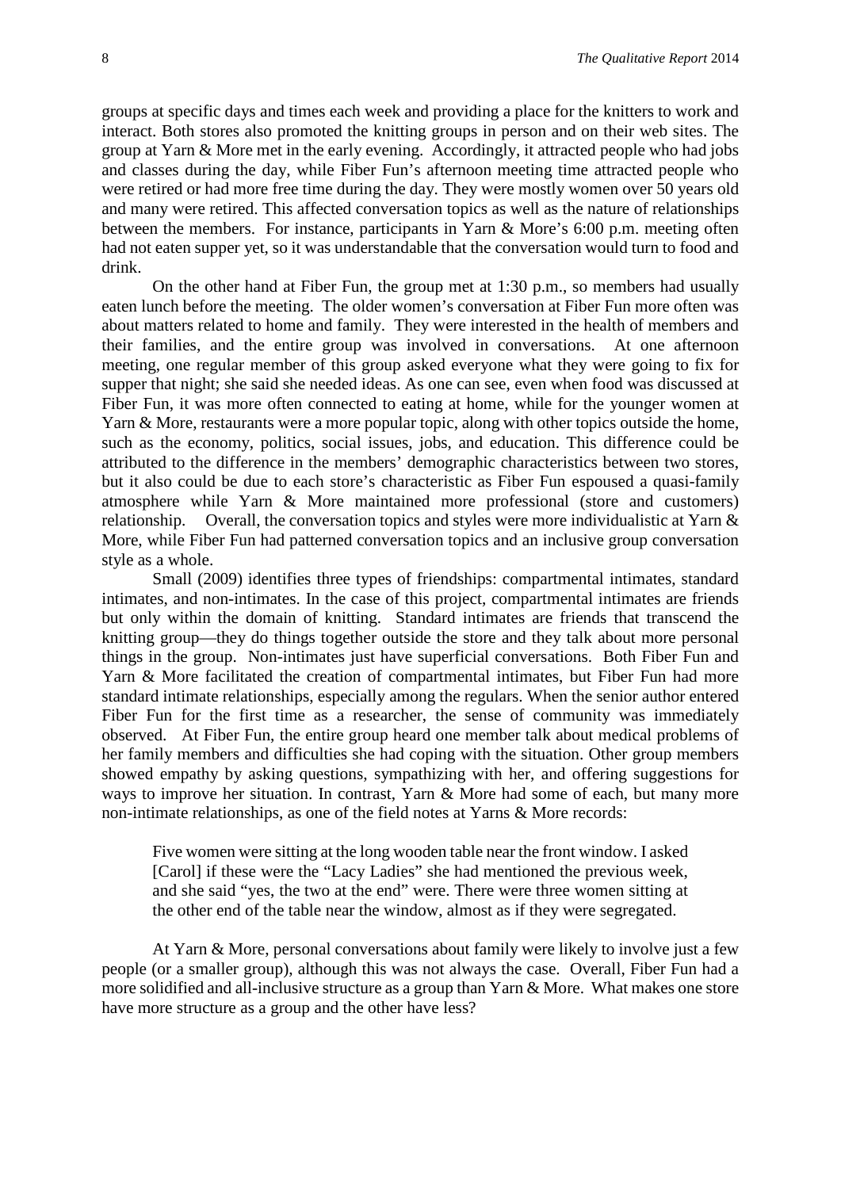groups at specific days and times each week and providing a place for the knitters to work and interact. Both stores also promoted the knitting groups in person and on their web sites. The group at Yarn & More met in the early evening. Accordingly, it attracted people who had jobs and classes during the day, while Fiber Fun's afternoon meeting time attracted people who were retired or had more free time during the day. They were mostly women over 50 years old and many were retired. This affected conversation topics as well as the nature of relationships between the members. For instance, participants in Yarn & More's 6:00 p.m. meeting often had not eaten supper yet, so it was understandable that the conversation would turn to food and drink.

On the other hand at Fiber Fun, the group met at 1:30 p.m., so members had usually eaten lunch before the meeting. The older women's conversation at Fiber Fun more often was about matters related to home and family. They were interested in the health of members and their families, and the entire group was involved in conversations. At one afternoon meeting, one regular member of this group asked everyone what they were going to fix for supper that night; she said she needed ideas. As one can see, even when food was discussed at Fiber Fun, it was more often connected to eating at home, while for the younger women at Yarn & More, restaurants were a more popular topic, along with other topics outside the home, such as the economy, politics, social issues, jobs, and education. This difference could be attributed to the difference in the members' demographic characteristics between two stores, but it also could be due to each store's characteristic as Fiber Fun espoused a quasi-family atmosphere while Yarn & More maintained more professional (store and customers) relationship. Overall, the conversation topics and styles were more individualistic at Yarn & More, while Fiber Fun had patterned conversation topics and an inclusive group conversation style as a whole.

Small (2009) identifies three types of friendships: compartmental intimates, standard intimates, and non-intimates. In the case of this project, compartmental intimates are friends but only within the domain of knitting. Standard intimates are friends that transcend the knitting group—they do things together outside the store and they talk about more personal things in the group. Non-intimates just have superficial conversations. Both Fiber Fun and Yarn & More facilitated the creation of compartmental intimates, but Fiber Fun had more standard intimate relationships, especially among the regulars. When the senior author entered Fiber Fun for the first time as a researcher, the sense of community was immediately observed. At Fiber Fun, the entire group heard one member talk about medical problems of her family members and difficulties she had coping with the situation. Other group members showed empathy by asking questions, sympathizing with her, and offering suggestions for ways to improve her situation. In contrast, Yarn & More had some of each, but many more non-intimate relationships, as one of the field notes at Yarns & More records:

> Five women were sitting at the long wooden table near the front window. I asked [Carol] if these were the "Lacy Ladies" she had mentioned the previous week, and she said "yes, the two at the end" were. There were three women sitting at the other end of the table near the window, almost as if they were segregated.

At Yarn & More, personal conversations about family were likely to involve just a few people (or a smaller group), although this was not always the case. Overall, Fiber Fun had a more solidified and all-inclusive structure as a group than Yarn & More. What makes one store have more structure as a group and the other have less?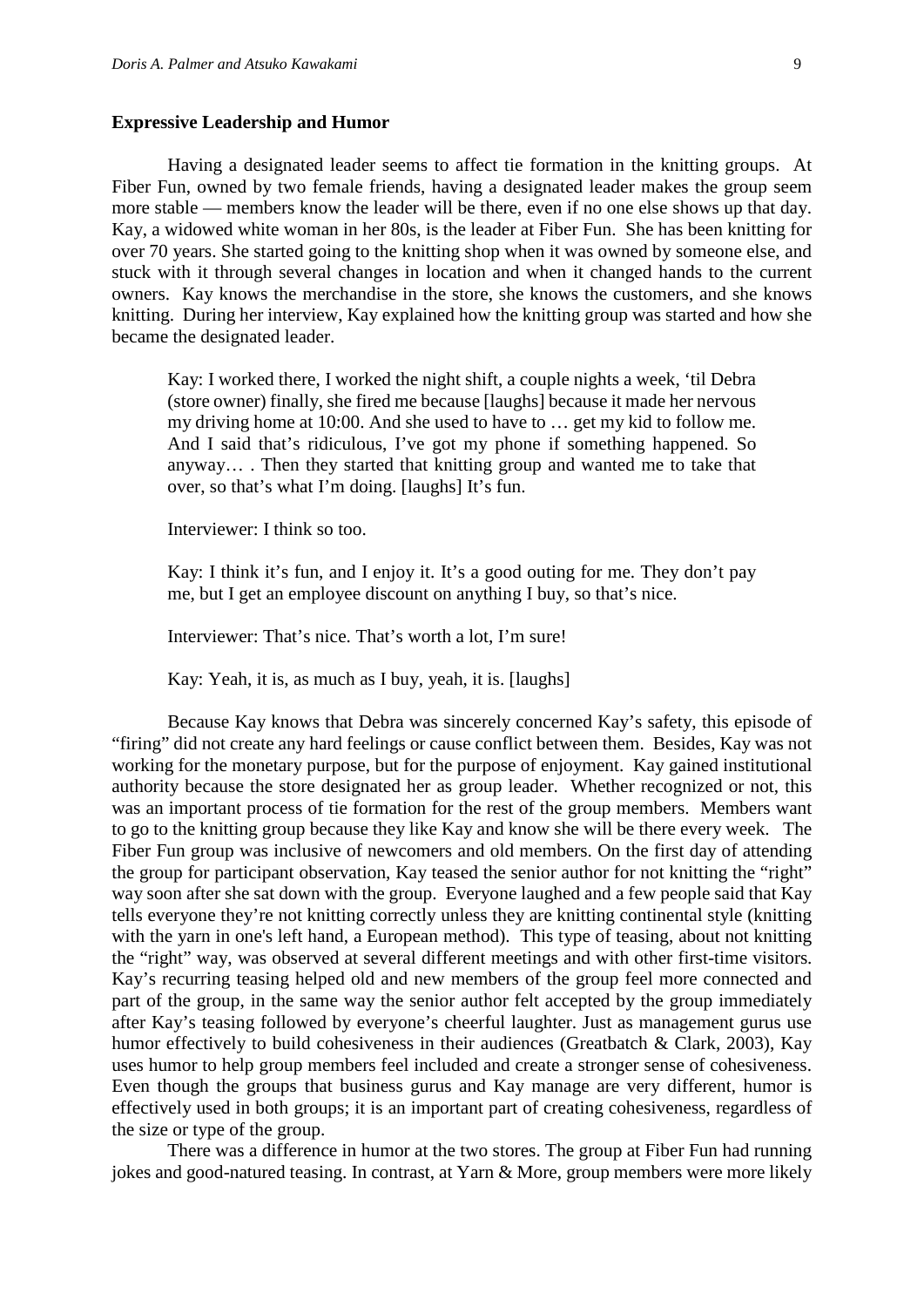### Expressive Leadership and Humor

Having a designated leader seems to affect tie formation in the knitting groups. At Fiber Fun, owned by two female friends, having a designated leader makes the group seem more stable — members know the leader will be there, even if no one else shows up that day. Kay, a widowed white woman in her 80s, is the leader at Fiber Fun. She has been knitting for over 70 years. She started going to the knitting shop when it was owned by someone else, and stuck with it through several changes in location and when it changed hands to the current owners. Kay knows the merchandise in the store, she knows the customers, and she knows knitting. During her interview, Kay explained how the knitting group was started and how she became the designated leader.

> Kay: I worked there, I worked the night shift, a couple nights a week, 'til Debra (store owner) finally, she fired me because [laughs] because it made her nervous my driving home at 10:00. And she used to have to … get my kid to follow me. And I said that's ridiculous, I've got my phone if something happened. So anyway… . Then they started that knitting group and wanted me to take that over, so that's what I'm doing. [laughs] It's fun.
>
> Interviewer: I think so too.
>
> Kay: I think it's fun, and I enjoy it. It's a good outing for me. They don't pay me, but I get an employee discount on anything I buy, so that's nice.
>
> Interviewer: That's nice. That's worth a lot, I'm sure!
>
> Kay: Yeah, it is, as much as I buy, yeah, it is. [laughs]

Because Kay knows that Debra was sincerely concerned Kay's safety, this episode of "firing" did not create any hard feelings or cause conflict between them. Besides, Kay was not working for the monetary purpose, but for the purpose of enjoyment. Kay gained institutional authority because the store designated her as group leader. Whether recognized or not, this was an important process of tie formation for the rest of the group members. Members want to go to the knitting group because they like Kay and know she will be there every week. The Fiber Fun group was inclusive of newcomers and old members. On the first day of attending the group for participant observation, Kay teased the senior author for not knitting the "right" way soon after she sat down with the group. Everyone laughed and a few people said that Kay tells everyone they're not knitting correctly unless they are knitting continental style (knitting with the yarn in one's left hand, a European method). This type of teasing, about not knitting the "right" way, was observed at several different meetings and with other first-time visitors. Kay's recurring teasing helped old and new members of the group feel more connected and part of the group, in the same way the senior author felt accepted by the group immediately after Kay's teasing followed by everyone's cheerful laughter. Just as management gurus use humor effectively to build cohesiveness in their audiences (Greatbatch & Clark, 2003), Kay uses humor to help group members feel included and create a stronger sense of cohesiveness. Even though the groups that business gurus and Kay manage are very different, humor is effectively used in both groups; it is an important part of creating cohesiveness, regardless of the size or type of the group.

There was a difference in humor at the two stores. The group at Fiber Fun had running jokes and good-natured teasing. In contrast, at Yarn & More, group members were more likely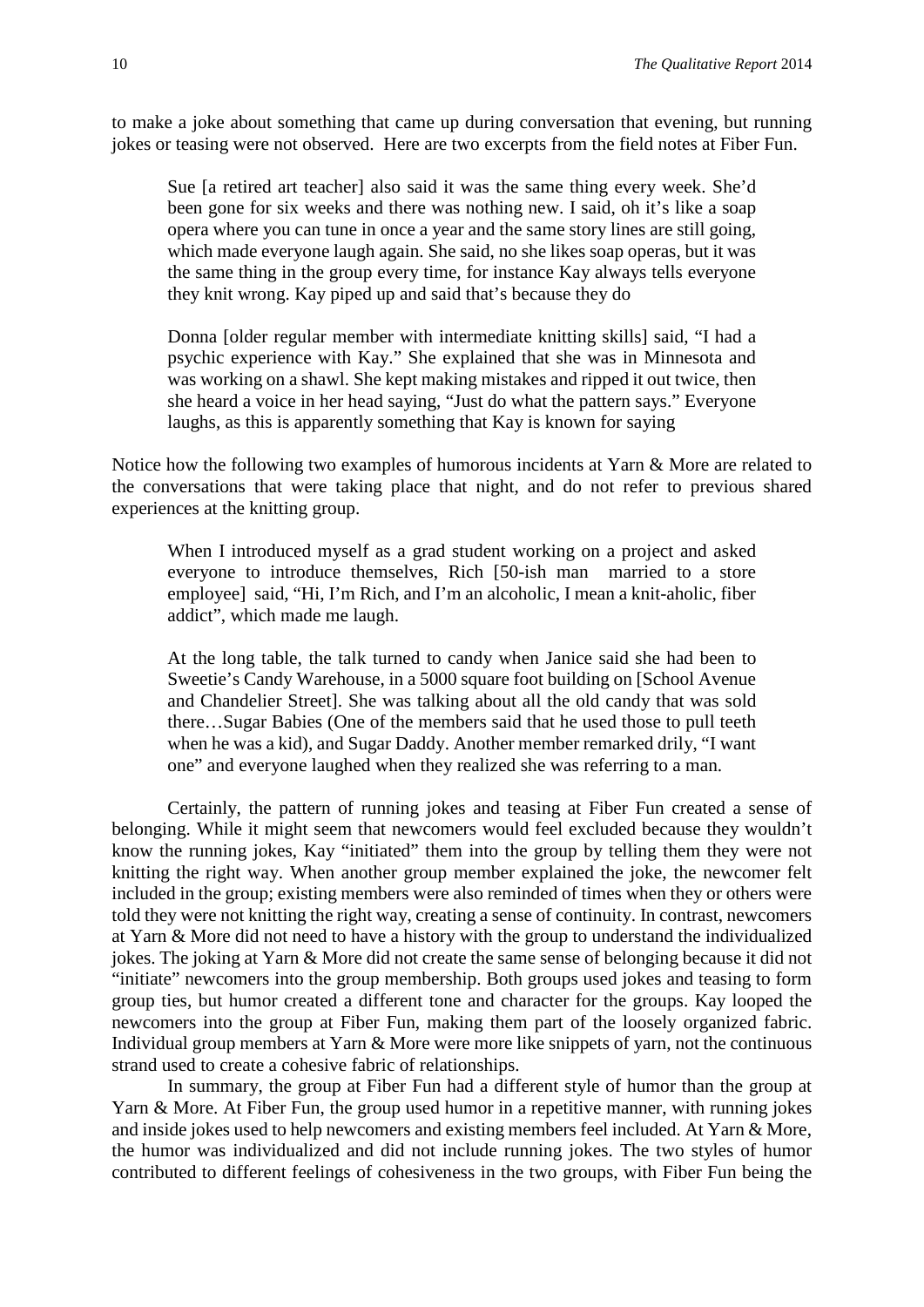to make a joke about something that came up during conversation that evening, but running jokes or teasing were not observed. Here are two excerpts from the field notes at Fiber Fun.

> Sue [a retired art teacher] also said it was the same thing every week. She'd been gone for six weeks and there was nothing new. I said, oh it's like a soap opera where you can tune in once a year and the same story lines are still going, which made everyone laugh again. She said, no she likes soap operas, but it was the same thing in the group every time, for instance Kay always tells everyone they knit wrong. Kay piped up and said that's because they do

> Donna [older regular member with intermediate knitting skills] said, "I had a psychic experience with Kay." She explained that she was in Minnesota and was working on a shawl. She kept making mistakes and ripped it out twice, then she heard a voice in her head saying, "Just do what the pattern says." Everyone laughs, as this is apparently something that Kay is known for saying

Notice how the following two examples of humorous incidents at Yarn & More are related to the conversations that were taking place that night, and do not refer to previous shared experiences at the knitting group.

> When I introduced myself as a grad student working on a project and asked everyone to introduce themselves, Rich [50-ish man married to a store employee] said, "Hi, I'm Rich, and I'm an alcoholic, I mean a knit-aholic, fiber addict", which made me laugh.

> At the long table, the talk turned to candy when Janice said she had been to Sweetie's Candy Warehouse, in a 5000 square foot building on [School Avenue and Chandelier Street]. She was talking about all the old candy that was sold there…Sugar Babies (One of the members said that he used those to pull teeth when he was a kid), and Sugar Daddy. Another member remarked drily, "I want one" and everyone laughed when they realized she was referring to a man.

Certainly, the pattern of running jokes and teasing at Fiber Fun created a sense of belonging. While it might seem that newcomers would feel excluded because they wouldn't know the running jokes, Kay "initiated" them into the group by telling them they were not knitting the right way. When another group member explained the joke, the newcomer felt included in the group; existing members were also reminded of times when they or others were told they were not knitting the right way, creating a sense of continuity. In contrast, newcomers at Yarn & More did not need to have a history with the group to understand the individualized jokes. The joking at Yarn & More did not create the same sense of belonging because it did not "initiate" newcomers into the group membership. Both groups used jokes and teasing to form group ties, but humor created a different tone and character for the groups. Kay looped the newcomers into the group at Fiber Fun, making them part of the loosely organized fabric. Individual group members at Yarn & More were more like snippets of yarn, not the continuous strand used to create a cohesive fabric of relationships.

In summary, the group at Fiber Fun had a different style of humor than the group at Yarn & More. At Fiber Fun, the group used humor in a repetitive manner, with running jokes and inside jokes used to help newcomers and existing members feel included. At Yarn & More, the humor was individualized and did not include running jokes. The two styles of humor contributed to different feelings of cohesiveness in the two groups, with Fiber Fun being the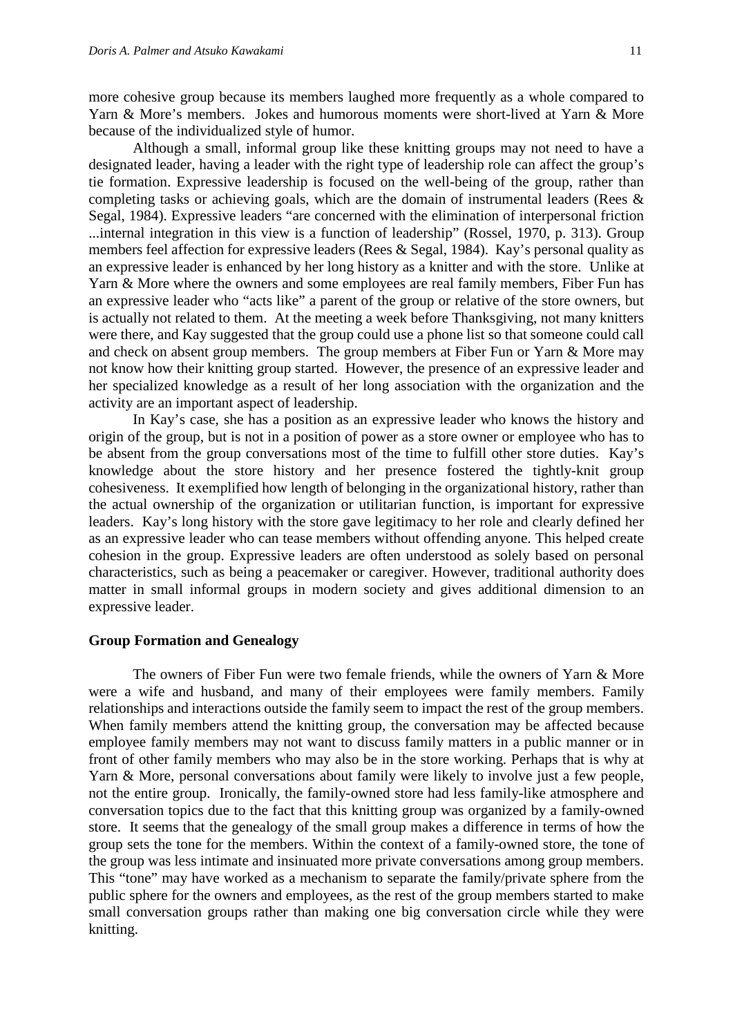more cohesive group because its members laughed more frequently as a whole compared to Yarn & More's members. Jokes and humorous moments were short-lived at Yarn & More because of the individualized style of humor.

Although a small, informal group like these knitting groups may not need to have a designated leader, having a leader with the right type of leadership role can affect the group's tie formation. Expressive leadership is focused on the well-being of the group, rather than completing tasks or achieving goals, which are the domain of instrumental leaders (Rees & Segal, 1984). Expressive leaders "are concerned with the elimination of interpersonal friction ...internal integration in this view is a function of leadership" (Rossel, 1970, p. 313). Group members feel affection for expressive leaders (Rees & Segal, 1984). Kay's personal quality as an expressive leader is enhanced by her long history as a knitter and with the store. Unlike at Yarn & More where the owners and some employees are real family members, Fiber Fun has an expressive leader who "acts like" a parent of the group or relative of the store owners, but is actually not related to them. At the meeting a week before Thanksgiving, not many knitters were there, and Kay suggested that the group could use a phone list so that someone could call and check on absent group members. The group members at Fiber Fun or Yarn & More may not know how their knitting group started. However, the presence of an expressive leader and her specialized knowledge as a result of her long association with the organization and the activity are an important aspect of leadership.

In Kay's case, she has a position as an expressive leader who knows the history and origin of the group, but is not in a position of power as a store owner or employee who has to be absent from the group conversations most of the time to fulfill other store duties. Kay's knowledge about the store history and her presence fostered the tightly-knit group cohesiveness. It exemplified how length of belonging in the organizational history, rather than the actual ownership of the organization or utilitarian function, is important for expressive leaders. Kay's long history with the store gave legitimacy to her role and clearly defined her as an expressive leader who can tease members without offending anyone. This helped create cohesion in the group. Expressive leaders are often understood as solely based on personal characteristics, such as being a peacemaker or caregiver. However, traditional authority does matter in small informal groups in modern society and gives additional dimension to an expressive leader.

**Group Formation and Genealogy**

The owners of Fiber Fun were two female friends, while the owners of Yarn & More were a wife and husband, and many of their employees were family members. Family relationships and interactions outside the family seem to impact the rest of the group members. When family members attend the knitting group, the conversation may be affected because employee family members may not want to discuss family matters in a public manner or in front of other family members who may also be in the store working. Perhaps that is why at Yarn & More, personal conversations about family were likely to involve just a few people, not the entire group. Ironically, the family-owned store had less family-like atmosphere and conversation topics due to the fact that this knitting group was organized by a family-owned store. It seems that the genealogy of the small group makes a difference in terms of how the group sets the tone for the members. Within the context of a family-owned store, the tone of the group was less intimate and insinuated more private conversations among group members. This "tone" may have worked as a mechanism to separate the family/private sphere from the public sphere for the owners and employees, as the rest of the group members started to make small conversation groups rather than making one big conversation circle while they were knitting.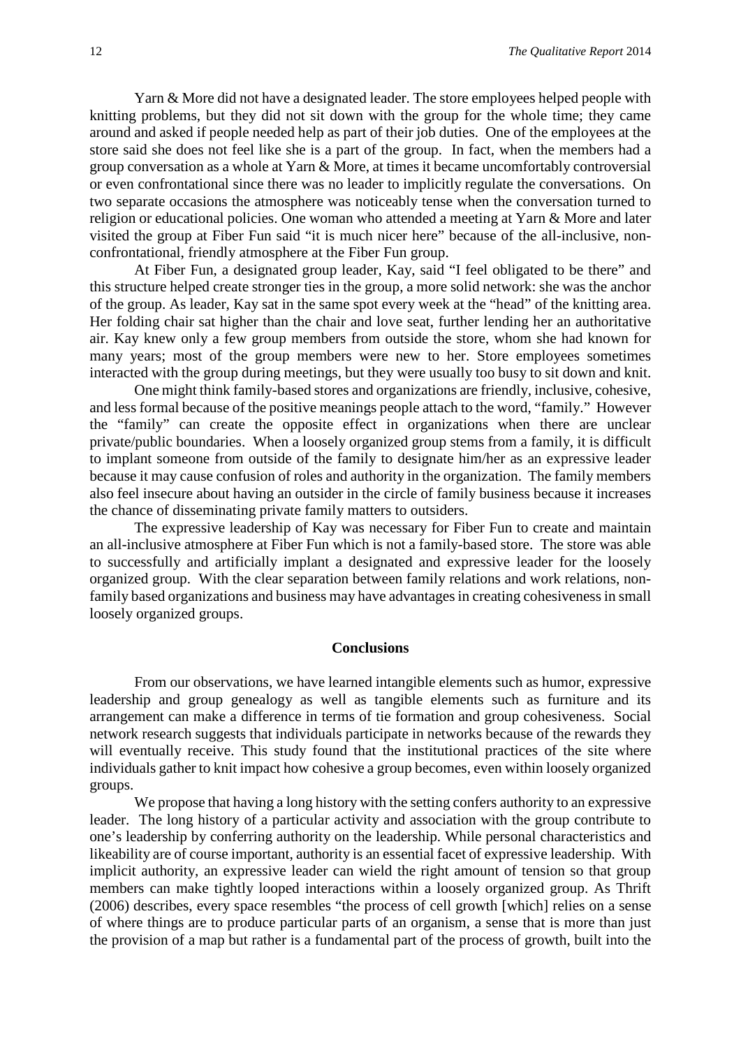Yarn & More did not have a designated leader. The store employees helped people with knitting problems, but they did not sit down with the group for the whole time; they came around and asked if people needed help as part of their job duties. One of the employees at the store said she does not feel like she is a part of the group. In fact, when the members had a group conversation as a whole at Yarn & More, at times it became uncomfortably controversial or even confrontational since there was no leader to implicitly regulate the conversations. On two separate occasions the atmosphere was noticeably tense when the conversation turned to religion or educational policies. One woman who attended a meeting at Yarn & More and later visited the group at Fiber Fun said "it is much nicer here" because of the all-inclusive, non-confrontational, friendly atmosphere at the Fiber Fun group.

At Fiber Fun, a designated group leader, Kay, said "I feel obligated to be there" and this structure helped create stronger ties in the group, a more solid network: she was the anchor of the group. As leader, Kay sat in the same spot every week at the "head" of the knitting area. Her folding chair sat higher than the chair and love seat, further lending her an authoritative air. Kay knew only a few group members from outside the store, whom she had known for many years; most of the group members were new to her. Store employees sometimes interacted with the group during meetings, but they were usually too busy to sit down and knit.

One might think family-based stores and organizations are friendly, inclusive, cohesive, and less formal because of the positive meanings people attach to the word, "family." However the "family" can create the opposite effect in organizations when there are unclear private/public boundaries. When a loosely organized group stems from a family, it is difficult to implant someone from outside of the family to designate him/her as an expressive leader because it may cause confusion of roles and authority in the organization. The family members also feel insecure about having an outsider in the circle of family business because it increases the chance of disseminating private family matters to outsiders.

The expressive leadership of Kay was necessary for Fiber Fun to create and maintain an all-inclusive atmosphere at Fiber Fun which is not a family-based store. The store was able to successfully and artificially implant a designated and expressive leader for the loosely organized group. With the clear separation between family relations and work relations, non-family based organizations and business may have advantages in creating cohesiveness in small loosely organized groups.

## Conclusions

From our observations, we have learned intangible elements such as humor, expressive leadership and group genealogy as well as tangible elements such as furniture and its arrangement can make a difference in terms of tie formation and group cohesiveness. Social network research suggests that individuals participate in networks because of the rewards they will eventually receive. This study found that the institutional practices of the site where individuals gather to knit impact how cohesive a group becomes, even within loosely organized groups.

We propose that having a long history with the setting confers authority to an expressive leader. The long history of a particular activity and association with the group contribute to one's leadership by conferring authority on the leadership. While personal characteristics and likeability are of course important, authority is an essential facet of expressive leadership. With implicit authority, an expressive leader can wield the right amount of tension so that group members can make tightly looped interactions within a loosely organized group. As Thrift (2006) describes, every space resembles "the process of cell growth [which] relies on a sense of where things are to produce particular parts of an organism, a sense that is more than just the provision of a map but rather is a fundamental part of the process of growth, built into the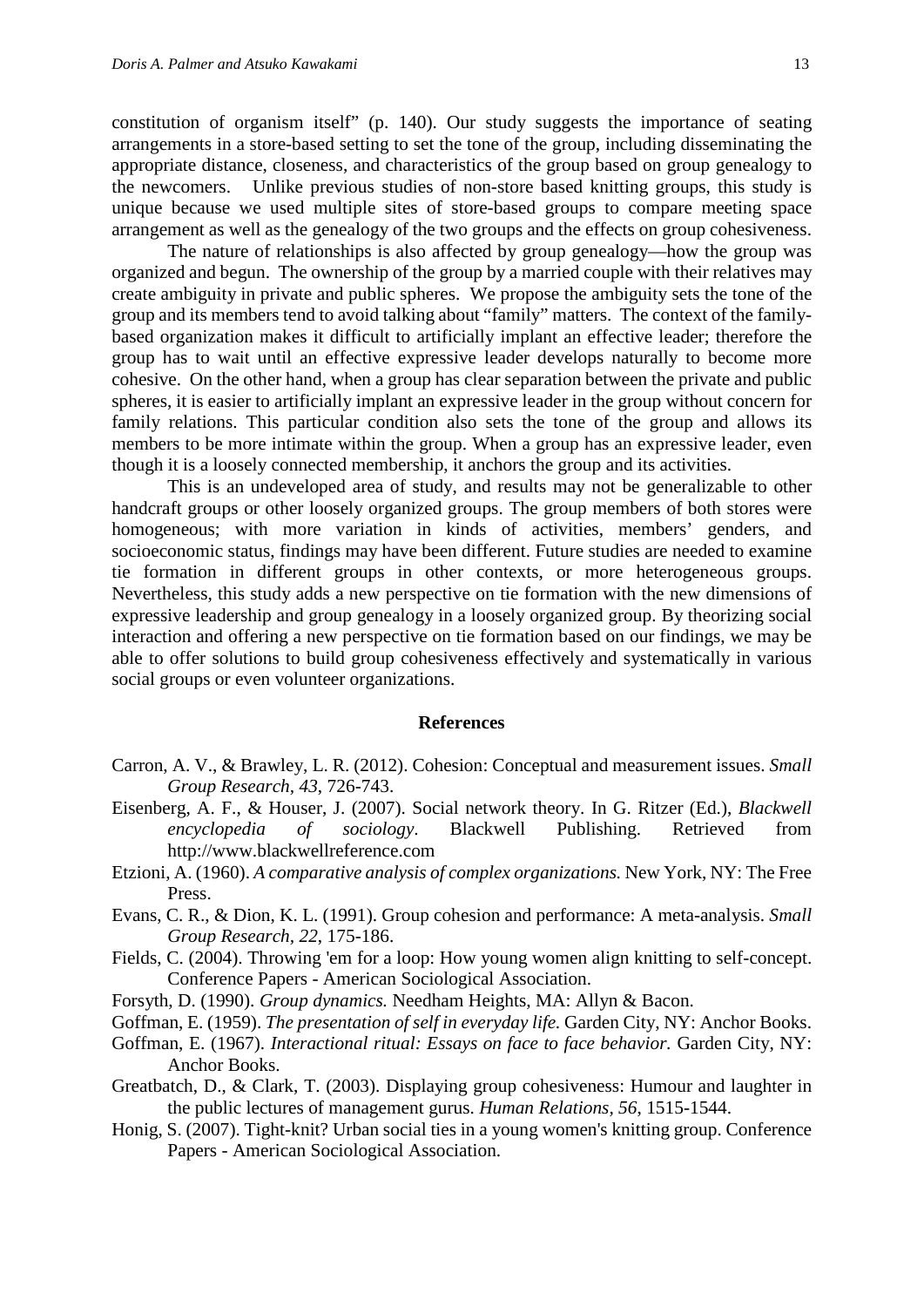constitution of organism itself" (p. 140). Our study suggests the importance of seating arrangements in a store-based setting to set the tone of the group, including disseminating the appropriate distance, closeness, and characteristics of the group based on group genealogy to the newcomers. Unlike previous studies of non-store based knitting groups, this study is unique because we used multiple sites of store-based groups to compare meeting space arrangement as well as the genealogy of the two groups and the effects on group cohesiveness.

The nature of relationships is also affected by group genealogy—how the group was organized and begun. The ownership of the group by a married couple with their relatives may create ambiguity in private and public spheres. We propose the ambiguity sets the tone of the group and its members tend to avoid talking about "family" matters. The context of the family-based organization makes it difficult to artificially implant an effective leader; therefore the group has to wait until an effective expressive leader develops naturally to become more cohesive. On the other hand, when a group has clear separation between the private and public spheres, it is easier to artificially implant an expressive leader in the group without concern for family relations. This particular condition also sets the tone of the group and allows its members to be more intimate within the group. When a group has an expressive leader, even though it is a loosely connected membership, it anchors the group and its activities.

This is an undeveloped area of study, and results may not be generalizable to other handcraft groups or other loosely organized groups. The group members of both stores were homogeneous; with more variation in kinds of activities, members' genders, and socioeconomic status, findings may have been different. Future studies are needed to examine tie formation in different groups in other contexts, or more heterogeneous groups. Nevertheless, this study adds a new perspective on tie formation with the new dimensions of expressive leadership and group genealogy in a loosely organized group. By theorizing social interaction and offering a new perspective on tie formation based on our findings, we may be able to offer solutions to build group cohesiveness effectively and systematically in various social groups or even volunteer organizations.

## References

Carron, A. V., & Brawley, L. R. (2012). Cohesion: Conceptual and measurement issues. *Small Group Research, 43*, 726-743.

Eisenberg, A. F., & Houser, J. (2007). Social network theory. In G. Ritzer (Ed.), *Blackwell encyclopedia of sociology*. Blackwell Publishing. Retrieved from http://www.blackwellreference.com

Etzioni, A. (1960). *A comparative analysis of complex organizations.* New York, NY: The Free Press.

Evans, C. R., & Dion, K. L. (1991). Group cohesion and performance: A meta-analysis. *Small Group Research, 22*, 175-186.

Fields, C. (2004). Throwing 'em for a loop: How young women align knitting to self-concept. Conference Papers - American Sociological Association.

Forsyth, D. (1990). *Group dynamics.* Needham Heights, MA: Allyn & Bacon.

Goffman, E. (1959). *The presentation of self in everyday life.* Garden City, NY: Anchor Books.

Goffman, E. (1967). *Interactional ritual: Essays on face to face behavior.* Garden City, NY: Anchor Books.

Greatbatch, D., & Clark, T. (2003). Displaying group cohesiveness: Humour and laughter in the public lectures of management gurus. *Human Relations, 56*, 1515-1544.

Honig, S. (2007). Tight-knit? Urban social ties in a young women's knitting group. Conference Papers - American Sociological Association.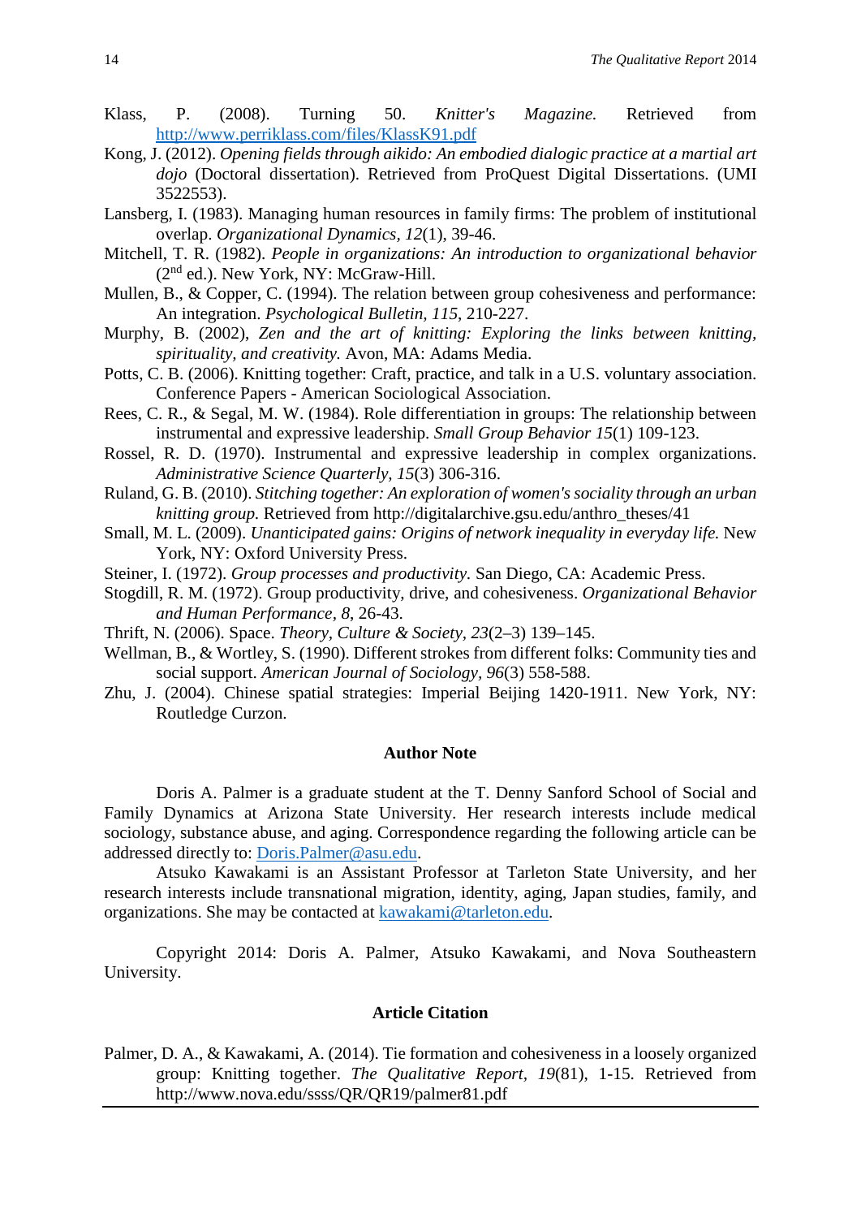Klass, P. (2008). Turning 50. *Knitter's Magazine.* Retrieved from http://www.perriklass.com/files/KlassK91.pdf

Kong, J. (2012). *Opening fields through aikido: An embodied dialogic practice at a martial art dojo* (Doctoral dissertation). Retrieved from ProQuest Digital Dissertations. (UMI 3522553).

Lansberg, I. (1983). Managing human resources in family firms: The problem of institutional overlap. *Organizational Dynamics, 12*(1), 39-46.

Mitchell, T. R. (1982). *People in organizations: An introduction to organizational behavior* (2nd ed.). New York, NY: McGraw-Hill.

Mullen, B., & Copper, C. (1994). The relation between group cohesiveness and performance: An integration. *Psychological Bulletin, 115*, 210-227.

Murphy, B. (2002), *Zen and the art of knitting: Exploring the links between knitting, spirituality, and creativity.* Avon, MA: Adams Media.

Potts, C. B. (2006). Knitting together: Craft, practice, and talk in a U.S. voluntary association. Conference Papers - American Sociological Association.

Rees, C. R., & Segal, M. W. (1984). Role differentiation in groups: The relationship between instrumental and expressive leadership. *Small Group Behavior 15*(1) 109-123.

Rossel, R. D. (1970). Instrumental and expressive leadership in complex organizations. *Administrative Science Quarterly, 15*(3) 306-316.

Ruland, G. B. (2010). *Stitching together: An exploration of women's sociality through an urban knitting group.* Retrieved from http://digitalarchive.gsu.edu/anthro_theses/41

Small, M. L. (2009). *Unanticipated gains: Origins of network inequality in everyday life.* New York, NY: Oxford University Press.

Steiner, I. (1972). *Group processes and productivity.* San Diego, CA: Academic Press.

Stogdill, R. M. (1972). Group productivity, drive, and cohesiveness. *Organizational Behavior and Human Performance, 8*, 26-43.

Thrift, N. (2006). Space. *Theory, Culture & Society, 23*(2–3) 139–145.

Wellman, B., & Wortley, S. (1990). Different strokes from different folks: Community ties and social support. *American Journal of Sociology, 96*(3) 558-588.

Zhu, J. (2004). Chinese spatial strategies: Imperial Beijing 1420-1911. New York, NY: Routledge Curzon.

## Author Note

Doris A. Palmer is a graduate student at the T. Denny Sanford School of Social and Family Dynamics at Arizona State University. Her research interests include medical sociology, substance abuse, and aging. Correspondence regarding the following article can be addressed directly to: Doris.Palmer@asu.edu.

Atsuko Kawakami is an Assistant Professor at Tarleton State University, and her research interests include transnational migration, identity, aging, Japan studies, family, and organizations. She may be contacted at kawakami@tarleton.edu.

Copyright 2014: Doris A. Palmer, Atsuko Kawakami, and Nova Southeastern University.

## Article Citation

Palmer, D. A., & Kawakami, A. (2014). Tie formation and cohesiveness in a loosely organized group: Knitting together. *The Qualitative Report, 19*(81), 1-15. Retrieved from http://www.nova.edu/ssss/QR/QR19/palmer81.pdf